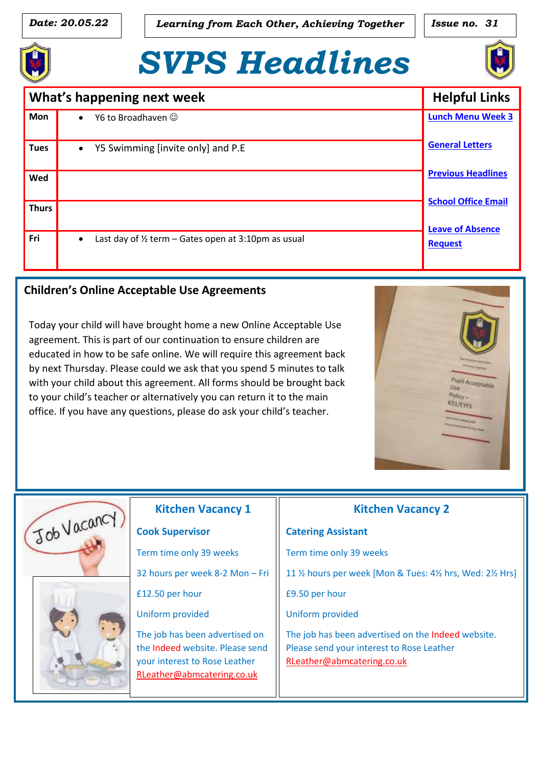**Date: 20.05.22** | *Learning from Each Other, Achieving Together* | **Issue no. 31**

# SVPS Headlines

| What's happening next week | | Helpful Links |
|---|---|---|
| **Mon** | • Y6 to Broadhaven ☺ | Lunch Menu Week 3 |
| **Tues** | • Y5 Swimming [invite only] and P.E | General Letters |
| **Wed** | | Previous Headlines |
| **Thurs** | | School Office Email |
| **Fri** | • Last day of ½ term – Gates open at 3:10pm as usual | Leave of Absence Request |

## Children's Online Acceptable Use Agreements

Today your child will have brought home a new Online Acceptable Use agreement. This is part of our continuation to ensure children are educated in how to be safe online. We will require this agreement back by next Thursday. Please could we ask that you spend 5 minutes to talk with your child about this agreement. All forms should be brought back to your child's teacher or alternatively you can return it to the main office. If you have any questions, please do ask your child's teacher.

## Kitchen Vacancy 1

**Cook Supervisor**

Term time only 39 weeks

32 hours per week 8-2 Mon – Fri

£12.50 per hour

Uniform provided

The job has been advertised on the Indeed website. Please send your interest to Rose Leather RLeather@abmcatering.co.uk

## Kitchen Vacancy 2

**Catering Assistant**

Term time only 39 weeks

11 ½ hours per week [Mon & Tues: 4½ hrs, Wed: 2½ Hrs]

£9.50 per hour

Uniform provided

The job has been advertised on the Indeed website. Please send your interest to Rose Leather RLeather@abmcatering.co.uk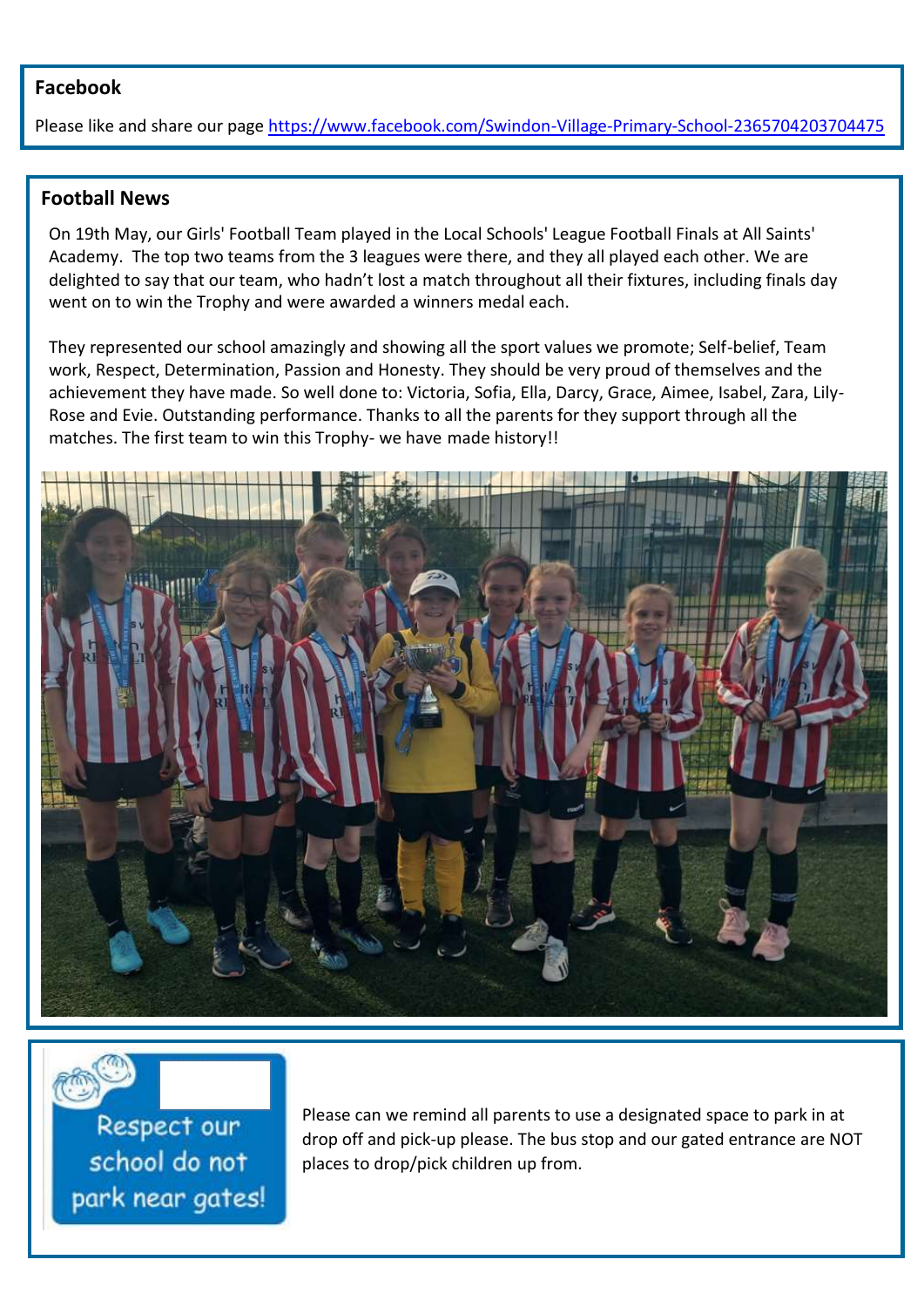## Facebook

Please like and share our page https://www.facebook.com/Swindon-Village-Primary-School-2365704203704475

## Football News

On 19th May, our Girls' Football Team played in the Local Schools' League Football Finals at All Saints' Academy. The top two teams from the 3 leagues were there, and they all played each other. We are delighted to say that our team, who hadn't lost a match throughout all their fixtures, including finals day went on to win the Trophy and were awarded a winners medal each.

They represented our school amazingly and showing all the sport values we promote; Self-belief, Team work, Respect, Determination, Passion and Honesty. They should be very proud of themselves and the achievement they have made. So well done to: Victoria, Sofia, Ella, Darcy, Grace, Aimee, Isabel, Zara, Lily-Rose and Evie. Outstanding performance. Thanks to all the parents for they support through all the matches. The first team to win this Trophy- we have made history!!

Respect our school do not park near gates!

Please can we remind all parents to use a designated space to park in at drop off and pick-up please. The bus stop and our gated entrance are NOT places to drop/pick children up from.